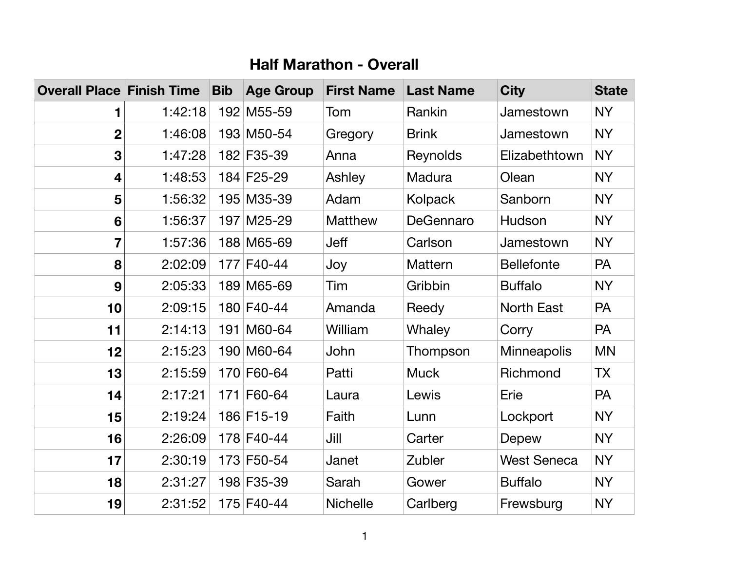# Half Marathon - Overall

| Overall Place | Finish Time | Bib | Age Group | First Name | Last Name | City | State |
|---|---|---|---|---|---|---|---|
| 1 | 1:42:18 | 192 | M55-59 | Tom | Rankin | Jamestown | NY |
| 2 | 1:46:08 | 193 | M50-54 | Gregory | Brink | Jamestown | NY |
| 3 | 1:47:28 | 182 | F35-39 | Anna | Reynolds | Elizabethtown | NY |
| 4 | 1:48:53 | 184 | F25-29 | Ashley | Madura | Olean | NY |
| 5 | 1:56:32 | 195 | M35-39 | Adam | Kolpack | Sanborn | NY |
| 6 | 1:56:37 | 197 | M25-29 | Matthew | DeGennaro | Hudson | NY |
| 7 | 1:57:36 | 188 | M65-69 | Jeff | Carlson | Jamestown | NY |
| 8 | 2:02:09 | 177 | F40-44 | Joy | Mattern | Bellefonte | PA |
| 9 | 2:05:33 | 189 | M65-69 | Tim | Gribbin | Buffalo | NY |
| 10 | 2:09:15 | 180 | F40-44 | Amanda | Reedy | North East | PA |
| 11 | 2:14:13 | 191 | M60-64 | William | Whaley | Corry | PA |
| 12 | 2:15:23 | 190 | M60-64 | John | Thompson | Minneapolis | MN |
| 13 | 2:15:59 | 170 | F60-64 | Patti | Muck | Richmond | TX |
| 14 | 2:17:21 | 171 | F60-64 | Laura | Lewis | Erie | PA |
| 15 | 2:19:24 | 186 | F15-19 | Faith | Lunn | Lockport | NY |
| 16 | 2:26:09 | 178 | F40-44 | Jill | Carter | Depew | NY |
| 17 | 2:30:19 | 173 | F50-54 | Janet | Zubler | West Seneca | NY |
| 18 | 2:31:27 | 198 | F35-39 | Sarah | Gower | Buffalo | NY |
| 19 | 2:31:52 | 175 | F40-44 | Nichelle | Carlberg | Frewsburg | NY |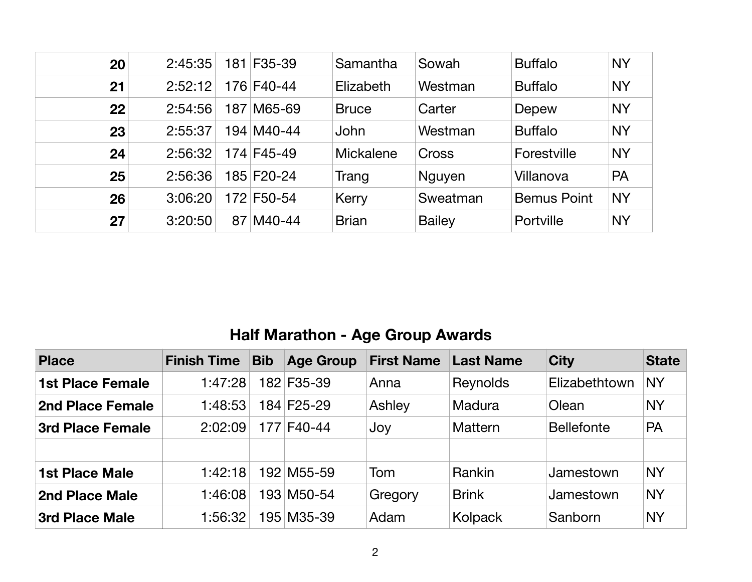| | | | | | | | |
|---|---|---|---|---|---|---|---|
| **20** | 2:45:35 | 181 | F35-39 | Samantha | Sowah | Buffalo | NY |
| **21** | 2:52:12 | 176 | F40-44 | Elizabeth | Westman | Buffalo | NY |
| **22** | 2:54:56 | 187 | M65-69 | Bruce | Carter | Depew | NY |
| **23** | 2:55:37 | 194 | M40-44 | John | Westman | Buffalo | NY |
| **24** | 2:56:32 | 174 | F45-49 | Mickalene | Cross | Forestville | NY |
| **25** | 2:56:36 | 185 | F20-24 | Trang | Nguyen | Villanova | PA |
| **26** | 3:06:20 | 172 | F50-54 | Kerry | Sweatman | Bemus Point | NY |
| **27** | 3:20:50 | 87 | M40-44 | Brian | Bailey | Portville | NY |

## Half Marathon - Age Group Awards

| Place | Finish Time | Bib | Age Group | First Name | Last Name | City | State |
|---|---|---|---|---|---|---|---|
| **1st Place Female** | 1:47:28 | 182 | F35-39 | Anna | Reynolds | Elizabethtown | NY |
| **2nd Place Female** | 1:48:53 | 184 | F25-29 | Ashley | Madura | Olean | NY |
| **3rd Place Female** | 2:02:09 | 177 | F40-44 | Joy | Mattern | Bellefonte | PA |
| | | | | | | | |
| **1st Place Male** | 1:42:18 | 192 | M55-59 | Tom | Rankin | Jamestown | NY |
| **2nd Place Male** | 1:46:08 | 193 | M50-54 | Gregory | Brink | Jamestown | NY |
| **3rd Place Male** | 1:56:32 | 195 | M35-39 | Adam | Kolpack | Sanborn | NY |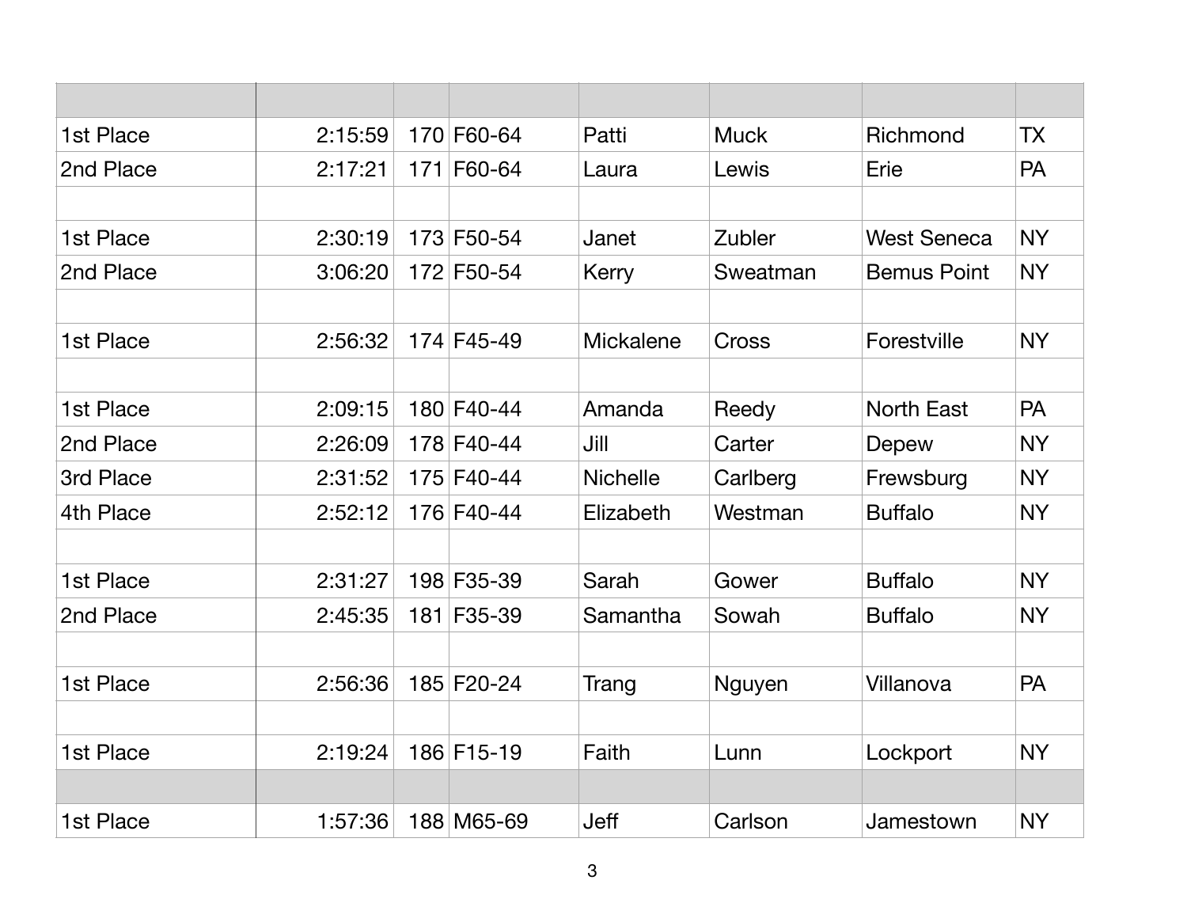| | | | | | | | |
|---|---|---|---|---|---|---|---|
| 1st Place | 2:15:59 | 170 | F60-64 | Patti | Muck | Richmond | TX |
| 2nd Place | 2:17:21 | 171 | F60-64 | Laura | Lewis | Erie | PA |
| | | | | | | | |
| 1st Place | 2:30:19 | 173 | F50-54 | Janet | Zubler | West Seneca | NY |
| 2nd Place | 3:06:20 | 172 | F50-54 | Kerry | Sweatman | Bemus Point | NY |
| | | | | | | | |
| 1st Place | 2:56:32 | 174 | F45-49 | Mickalene | Cross | Forestville | NY |
| | | | | | | | |
| 1st Place | 2:09:15 | 180 | F40-44 | Amanda | Reedy | North East | PA |
| 2nd Place | 2:26:09 | 178 | F40-44 | Jill | Carter | Depew | NY |
| 3rd Place | 2:31:52 | 175 | F40-44 | Nichelle | Carlberg | Frewsburg | NY |
| 4th Place | 2:52:12 | 176 | F40-44 | Elizabeth | Westman | Buffalo | NY |
| | | | | | | | |
| 1st Place | 2:31:27 | 198 | F35-39 | Sarah | Gower | Buffalo | NY |
| 2nd Place | 2:45:35 | 181 | F35-39 | Samantha | Sowah | Buffalo | NY |
| | | | | | | | |
| 1st Place | 2:56:36 | 185 | F20-24 | Trang | Nguyen | Villanova | PA |
| | | | | | | | |
| 1st Place | 2:19:24 | 186 | F15-19 | Faith | Lunn | Lockport | NY |
| | | | | | | | |
| 1st Place | 1:57:36 | 188 | M65-69 | Jeff | Carlson | Jamestown | NY |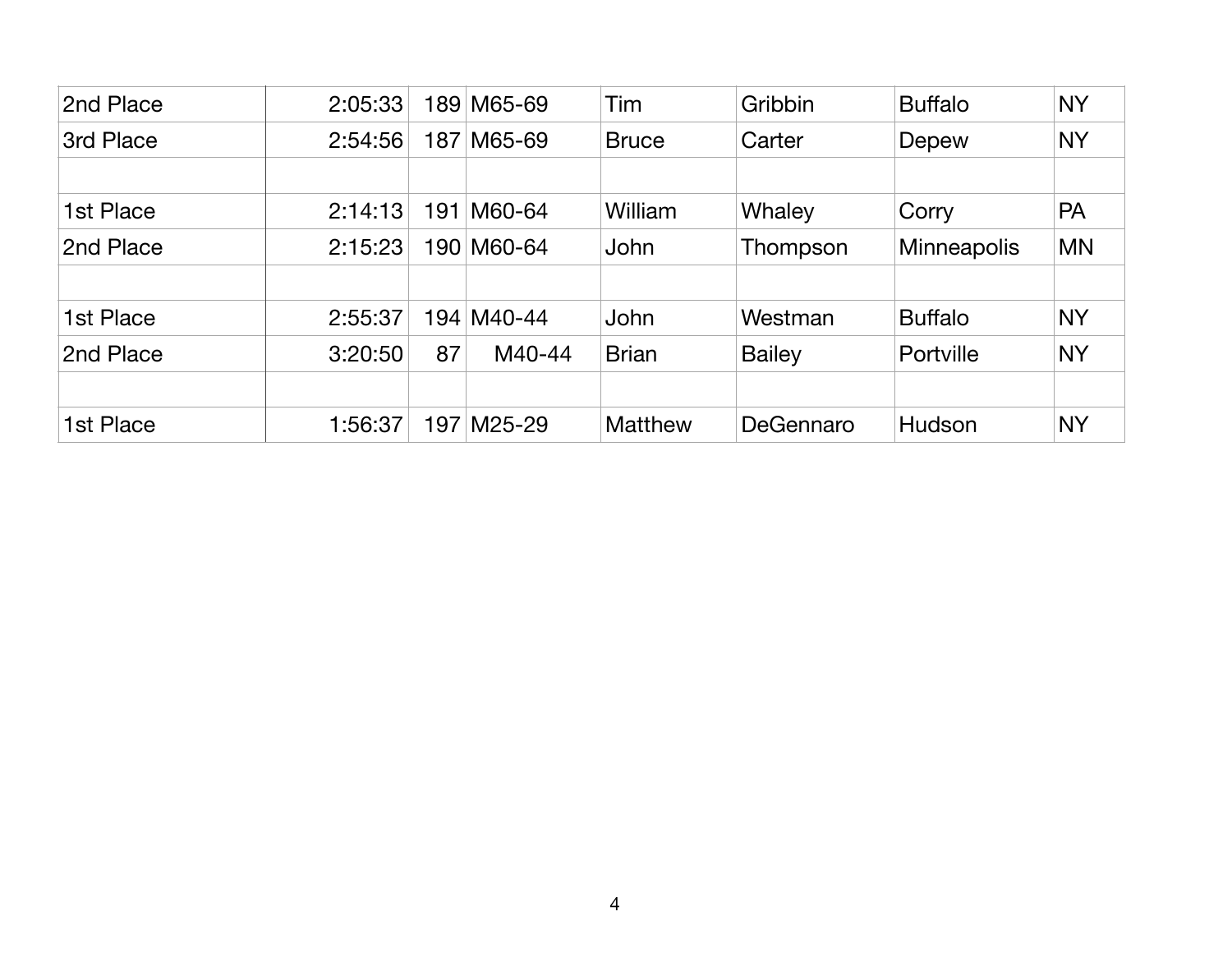| | | | | | | | |
|---|---|---|---|---|---|---|---|
| 2nd Place | 2:05:33 | 189 | M65-69 | Tim | Gribbin | Buffalo | NY |
| 3rd Place | 2:54:56 | 187 | M65-69 | Bruce | Carter | Depew | NY |
| | | | | | | | |
| 1st Place | 2:14:13 | 191 | M60-64 | William | Whaley | Corry | PA |
| 2nd Place | 2:15:23 | 190 | M60-64 | John | Thompson | Minneapolis | MN |
| | | | | | | | |
| 1st Place | 2:55:37 | 194 | M40-44 | John | Westman | Buffalo | NY |
| 2nd Place | 3:20:50 | 87 | M40-44 | Brian | Bailey | Portville | NY |
| | | | | | | | |
| 1st Place | 1:56:37 | 197 | M25-29 | Matthew | DeGennaro | Hudson | NY |